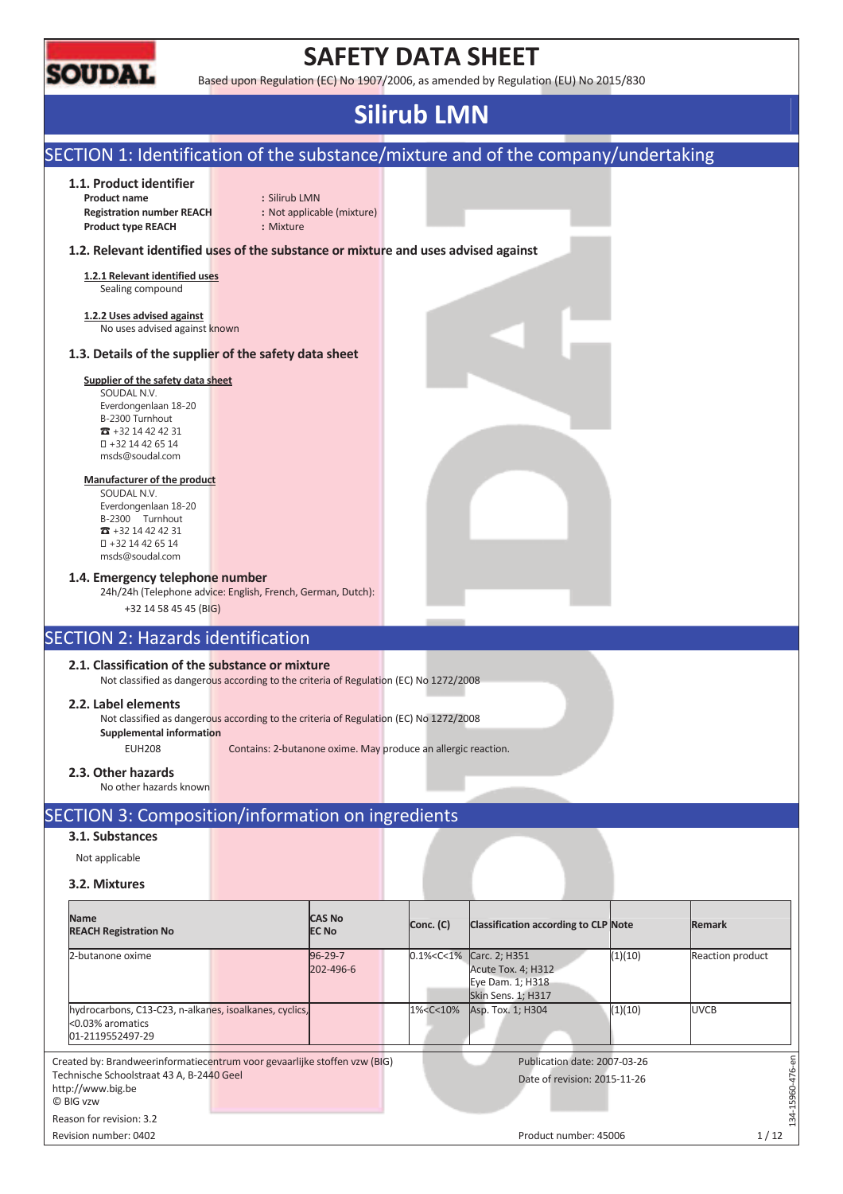# SAFETY DATA SHEET

Based upon Regulation (EC) No 1907/2006, as amended by Regulation (EU) No 2015/830

# Silirub LMN

## SECTION 1: Identification of the substance/mixture and of the company/undertaking

### 1.1. Product identifier

**Product name** : Silirub LMN
**Registration number REACH** : Not applicable (mixture)
**Product type REACH** : Mixture

### 1.2. Relevant identified uses of the substance or mixture and uses advised against

**1.2.1 Relevant identified uses**

Sealing compound

**1.2.2 Uses advised against**

No uses advised against known

### 1.3. Details of the supplier of the safety data sheet

**Supplier of the safety data sheet**

SOUDAL N.V.
Everdongenlaan 18-20
B-2300 Turnhout
☎ +32 14 42 42 31
+32 14 42 65 14
msds@soudal.com

**Manufacturer of the product**

SOUDAL N.V.
Everdongenlaan 18-20
B-2300 Turnhout
☎ +32 14 42 42 31
+32 14 42 65 14
msds@soudal.com

### 1.4. Emergency telephone number

24h/24h (Telephone advice: English, French, German, Dutch):

+32 14 58 45 45 (BIG)

## SECTION 2: Hazards identification

### 2.1. Classification of the substance or mixture

Not classified as dangerous according to the criteria of Regulation (EC) No 1272/2008

### 2.2. Label elements

Not classified as dangerous according to the criteria of Regulation (EC) No 1272/2008

**Supplemental information**

EUH208 Contains: 2-butanone oxime. May produce an allergic reaction.

### 2.3. Other hazards

No other hazards known

## SECTION 3: Composition/information on ingredients

### 3.1. Substances

Not applicable

### 3.2. Mixtures

| Name<br>REACH Registration No | CAS No<br>EC No | Conc. (C) | Classification according to CLP | Note | Remark |
|---|---|---|---|---|---|
| 2-butanone oxime | 96-29-7<br>202-496-6 | 0.1%<C<1% | Carc. 2; H351<br>Acute Tox. 4; H312<br>Eye Dam. 1; H318<br>Skin Sens. 1; H317 | (1)(10) | Reaction product |
| hydrocarbons, C13-C23, n-alkanes, isoalkanes, cyclics, <0.03% aromatics<br>01-2119552497-29 | | 1%<C<10% | Asp. Tox. 1; H304 | (1)(10) | UVCB |

Created by: Brandweerinformatiecentrum voor gevaarlijke stoffen vzw (BIG)
Technische Schoolstraat 43 A, B-2440 Geel
http://www.big.be
© BIG vzw

Publication date: 2007-03-26
Date of revision: 2015-11-26

Reason for revision: 3.2
Revision number: 0402
Product number: 45006

134-15960-476-en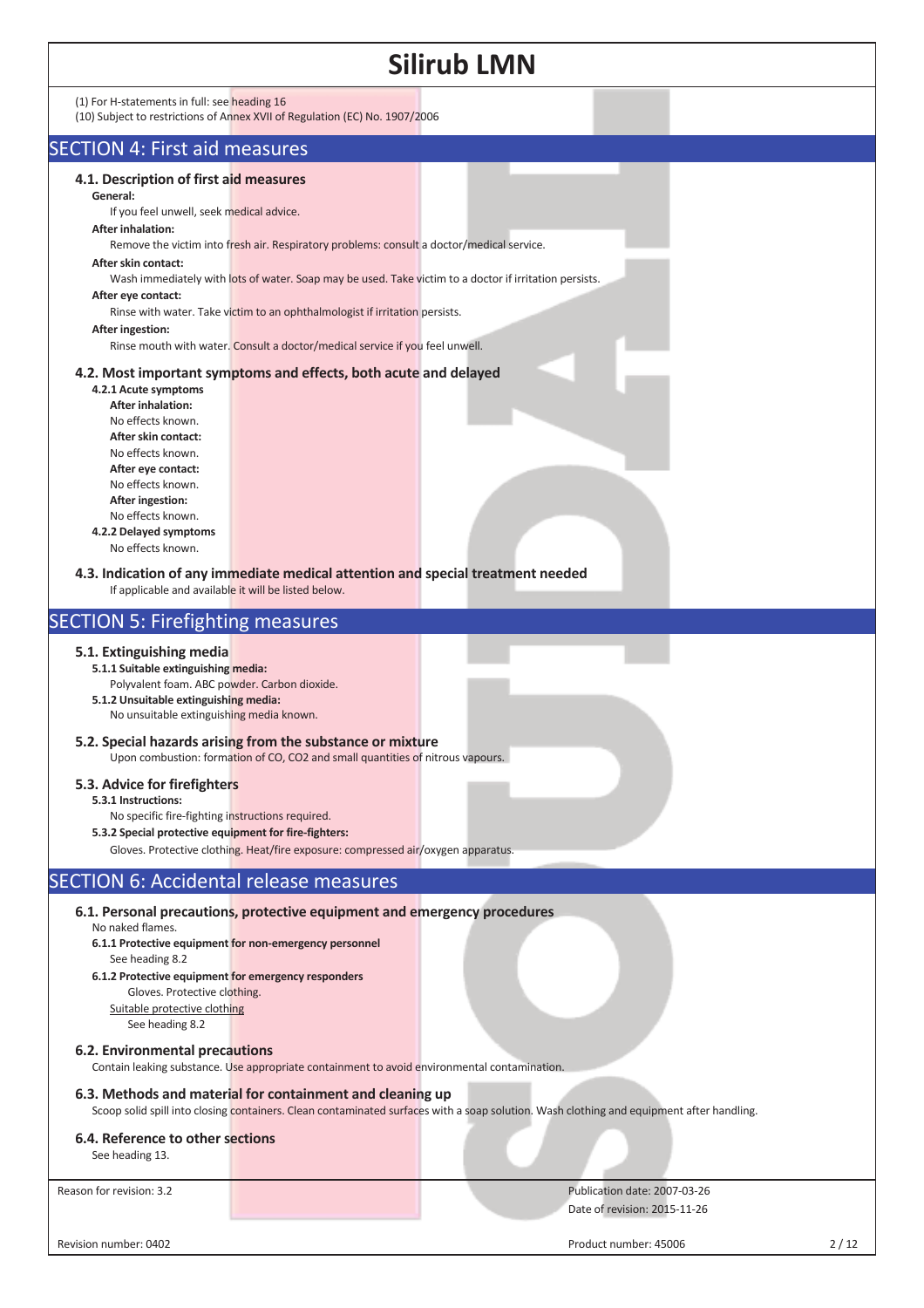(1) For H-statements in full: see heading 16
(10) Subject to restrictions of Annex XVII of Regulation (EC) No. 1907/2006

## SECTION 4: First aid measures

### 4.1. Description of first aid measures

**General:**
If you feel unwell, seek medical advice.

**After inhalation:**
Remove the victim into fresh air. Respiratory problems: consult a doctor/medical service.

**After skin contact:**
Wash immediately with lots of water. Soap may be used. Take victim to a doctor if irritation persists.

**After eye contact:**
Rinse with water. Take victim to an ophthalmologist if irritation persists.

**After ingestion:**
Rinse mouth with water. Consult a doctor/medical service if you feel unwell.

### 4.2. Most important symptoms and effects, both acute and delayed

**4.2.1 Acute symptoms**

**After inhalation:**
No effects known.

**After skin contact:**
No effects known.

**After eye contact:**
No effects known.

**After ingestion:**
No effects known.

**4.2.2 Delayed symptoms**
No effects known.

### 4.3. Indication of any immediate medical attention and special treatment needed

If applicable and available it will be listed below.

## SECTION 5: Firefighting measures

### 5.1. Extinguishing media

**5.1.1 Suitable extinguishing media:**
Polyvalent foam. ABC powder. Carbon dioxide.

**5.1.2 Unsuitable extinguishing media:**
No unsuitable extinguishing media known.

### 5.2. Special hazards arising from the substance or mixture

Upon combustion: formation of CO, $CO_2$ and small quantities of nitrous vapours.

### 5.3. Advice for firefighters

**5.3.1 Instructions:**
No specific fire-fighting instructions required.

**5.3.2 Special protective equipment for fire-fighters:**
Gloves. Protective clothing. Heat/fire exposure: compressed air/oxygen apparatus.

## SECTION 6: Accidental release measures

### 6.1. Personal precautions, protective equipment and emergency procedures

No naked flames.

**6.1.1 Protective equipment for non-emergency personnel**
See heading 8.2

**6.1.2 Protective equipment for emergency responders**
Gloves. Protective clothing.

Suitable protective clothing
See heading 8.2

### 6.2. Environmental precautions

Contain leaking substance. Use appropriate containment to avoid environmental contamination.

### 6.3. Methods and material for containment and cleaning up

Scoop solid spill into closing containers. Clean contaminated surfaces with a soap solution. Wash clothing and equipment after handling.

### 6.4. Reference to other sections

See heading 13.

Reason for revision: 3.2

Publication date: 2007-03-26
Date of revision: 2015-11-26

Revision number: 0402
Product number: 45006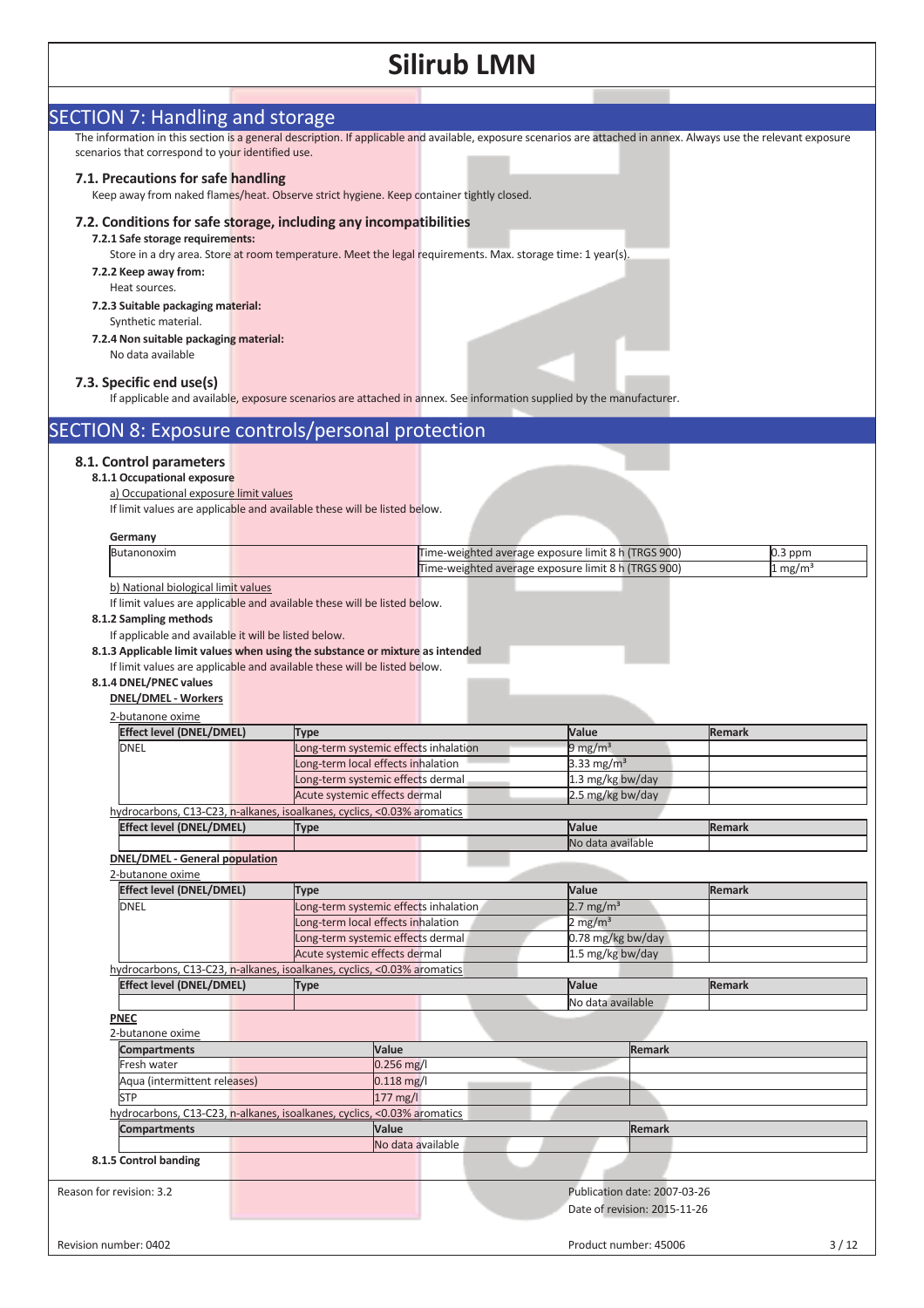## SECTION 7: Handling and storage

The information in this section is a general description. If applicable and available, exposure scenarios are attached in annex. Always use the relevant exposure scenarios that correspond to your identified use.

### 7.1. Precautions for safe handling

Keep away from naked flames/heat. Observe strict hygiene. Keep container tightly closed.

### 7.2. Conditions for safe storage, including any incompatibilities

**7.2.1 Safe storage requirements:**

Store in a dry area. Store at room temperature. Meet the legal requirements. Max. storage time: 1 year(s).

**7.2.2 Keep away from:**

Heat sources.

**7.2.3 Suitable packaging material:**

Synthetic material.

**7.2.4 Non suitable packaging material:**

No data available

### 7.3. Specific end use(s)

If applicable and available, exposure scenarios are attached in annex. See information supplied by the manufacturer.

## SECTION 8: Exposure controls/personal protection

### 8.1. Control parameters

**8.1.1 Occupational exposure**

a) Occupational exposure limit values

If limit values are applicable and available these will be listed below.

**Germany**

| | | |
|---|---|---|
| Butanonoxim | Time-weighted average exposure limit 8 h (TRGS 900) | 0.3 ppm |
| | Time-weighted average exposure limit 8 h (TRGS 900) | 1 mg/m³ |

b) National biological limit values

If limit values are applicable and available these will be listed below.

**8.1.2 Sampling methods**

If applicable and available it will be listed below.

**8.1.3 Applicable limit values when using the substance or mixture as intended**

If limit values are applicable and available these will be listed below.

**8.1.4 DNEL/PNEC values**

**DNEL/DMEL - Workers**

2-butanone oxime

| Effect level (DNEL/DMEL) | Type | Value | Remark |
|---|---|---|---|
| DNEL | Long-term systemic effects inhalation | 9 mg/m³ | |
| | Long-term local effects inhalation | 3.33 mg/m³ | |
| | Long-term systemic effects dermal | 1.3 mg/kg bw/day | |
| | Acute systemic effects dermal | 2.5 mg/kg bw/day | |

hydrocarbons, C13-C23, n-alkanes, isoalkanes, cyclics, <0.03% aromatics

| Effect level (DNEL/DMEL) | Type | Value | Remark |
|---|---|---|---|
| | | No data available | |

**DNEL/DMEL - General population**

2-butanone oxime

| Effect level (DNEL/DMEL) | Type | Value | Remark |
|---|---|---|---|
| DNEL | Long-term systemic effects inhalation | 2.7 mg/m³ | |
| | Long-term local effects inhalation | 2 mg/m³ | |
| | Long-term systemic effects dermal | 0.78 mg/kg bw/day | |
| | Acute systemic effects dermal | 1.5 mg/kg bw/day | |

hydrocarbons, C13-C23, n-alkanes, isoalkanes, cyclics, <0.03% aromatics

| Effect level (DNEL/DMEL) | Type | Value | Remark |
|---|---|---|---|
| | | No data available | |

**PNEC**

2-butanone oxime

| Compartments | Value | Remark |
|---|---|---|
| Fresh water | 0.256 mg/l | |
| Aqua (intermittent releases) | 0.118 mg/l | |
| STP | 177 mg/l | |

hydrocarbons, C13-C23, n-alkanes, isoalkanes, cyclics, <0.03% aromatics

| Compartments | Value | Remark |
|---|---|---|
| | No data available | |

**8.1.5 Control banding**

Reason for revision: 3.2

Publication date: 2007-03-26

Date of revision: 2015-11-26

Revision number: 0402

Product number: 45006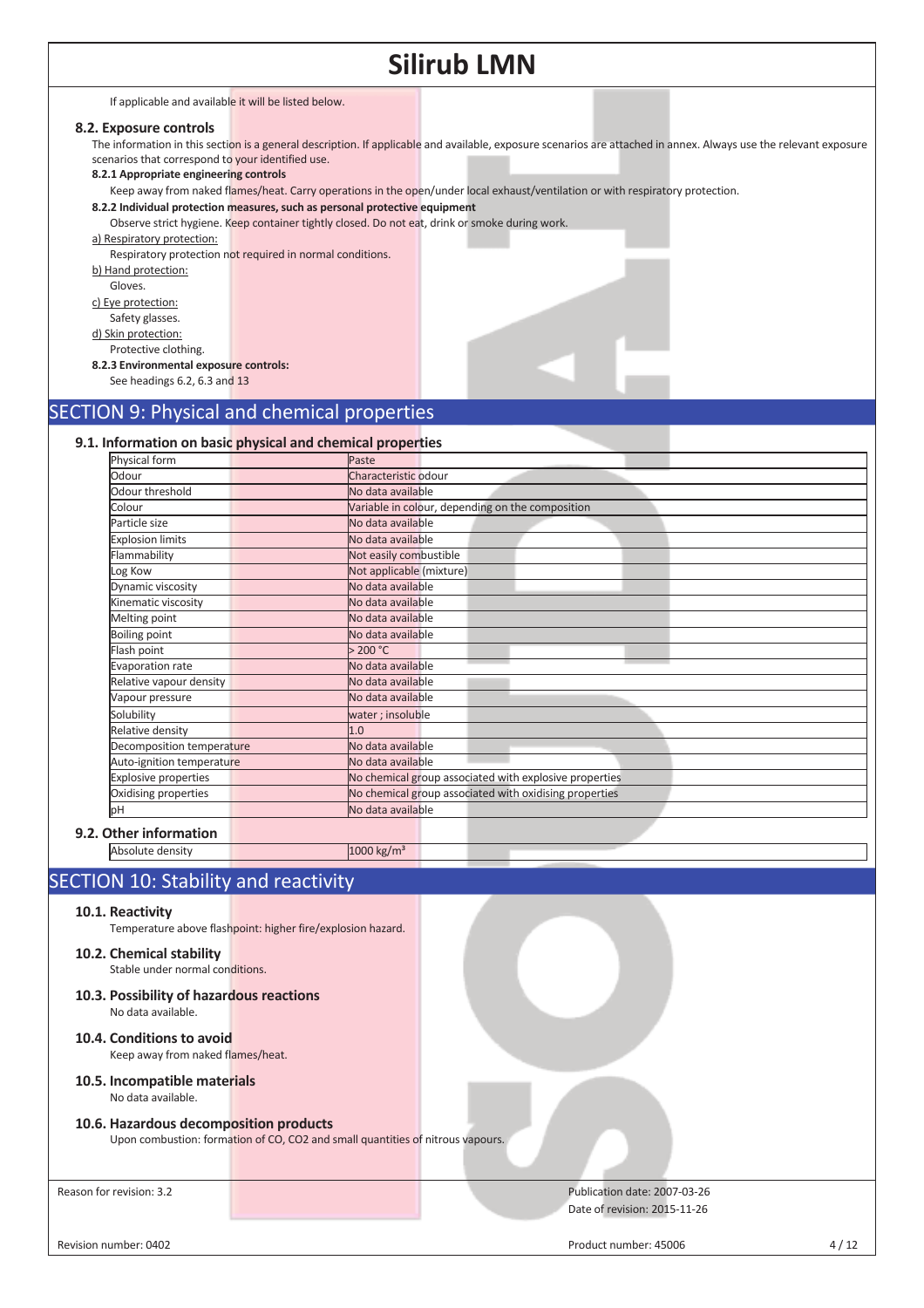If applicable and available it will be listed below.

### 8.2. Exposure controls

The information in this section is a general description. If applicable and available, exposure scenarios are attached in annex. Always use the relevant exposure scenarios that correspond to your identified use.

**8.2.1 Appropriate engineering controls**

Keep away from naked flames/heat. Carry operations in the open/under local exhaust/ventilation or with respiratory protection.

**8.2.2 Individual protection measures, such as personal protective equipment**

Observe strict hygiene. Keep container tightly closed. Do not eat, drink or smoke during work.

a) Respiratory protection:

Respiratory protection not required in normal conditions.

b) Hand protection:

Gloves.

c) Eye protection:

Safety glasses.

d) Skin protection:

Protective clothing.

**8.2.3 Environmental exposure controls:**

See headings 6.2, 6.3 and 13

## SECTION 9: Physical and chemical properties

### 9.1. Information on basic physical and chemical properties

| Property | Value |
|---|---|
| Physical form | Paste |
| Odour | Characteristic odour |
| Odour threshold | No data available |
| Colour | Variable in colour, depending on the composition |
| Particle size | No data available |
| Explosion limits | No data available |
| Flammability | Not easily combustible |
| Log Kow | Not applicable (mixture) |
| Dynamic viscosity | No data available |
| Kinematic viscosity | No data available |
| Melting point | No data available |
| Boiling point | No data available |
| Flash point | > 200 °C |
| Evaporation rate | No data available |
| Relative vapour density | No data available |
| Vapour pressure | No data available |
| Solubility | water ; insoluble |
| Relative density | 1.0 |
| Decomposition temperature | No data available |
| Auto-ignition temperature | No data available |
| Explosive properties | No chemical group associated with explosive properties |
| Oxidising properties | No chemical group associated with oxidising properties |
| pH | No data available |

### 9.2. Other information

| Property | Value |
|---|---|
| Absolute density | 1000 kg/m³ |

## SECTION 10: Stability and reactivity

### 10.1. Reactivity

Temperature above flashpoint: higher fire/explosion hazard.

### 10.2. Chemical stability

Stable under normal conditions.

### 10.3. Possibility of hazardous reactions

No data available.

### 10.4. Conditions to avoid

Keep away from naked flames/heat.

### 10.5. Incompatible materials

No data available.

### 10.6. Hazardous decomposition products

Upon combustion: formation of CO, $CO_2$ and small quantities of nitrous vapours.

Reason for revision: 3.2

Publication date: 2007-03-26

Date of revision: 2015-11-26

Revision number: 0402

Product number: 45006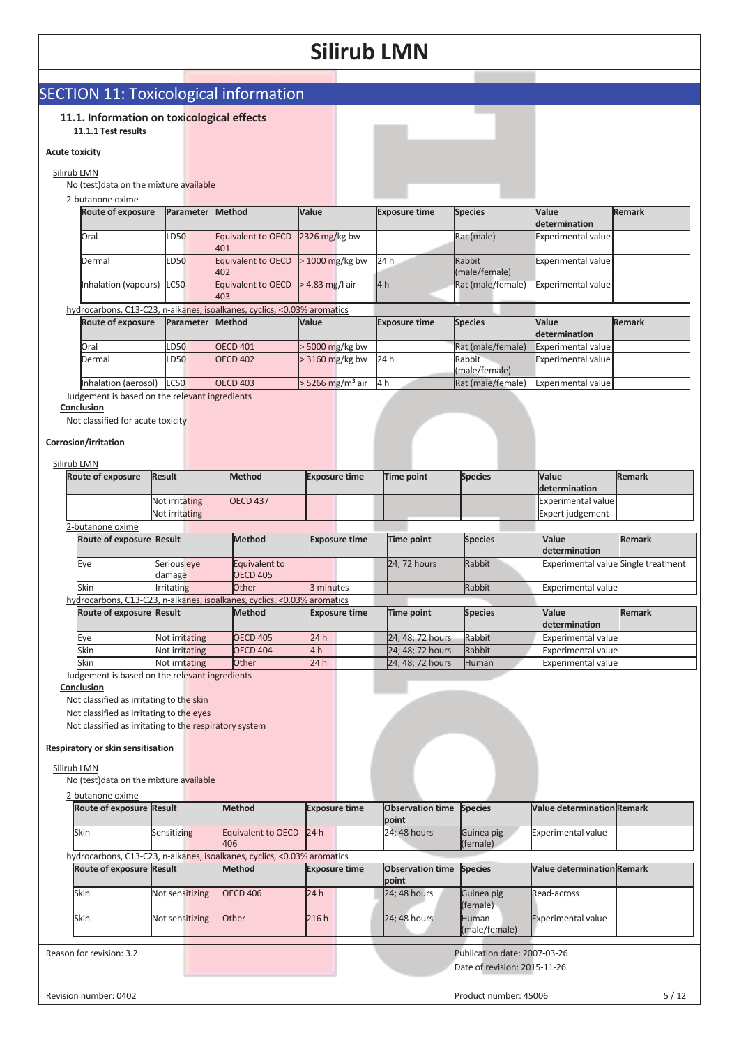# SECTION 11: Toxicological information

## 11.1. Information on toxicological effects

### 11.1.1 Test results

**Acute toxicity**

Silirub LMN

No (test)data on the mixture available

2-butanone oxime

| Route of exposure | Parameter | Method | Value | Exposure time | Species | Value determination | Remark |
|---|---|---|---|---|---|---|---|
| Oral | LD50 | Equivalent to OECD 401 | 2326 mg/kg bw | | Rat (male) | Experimental value | |
| Dermal | LD50 | Equivalent to OECD 402 | > 1000 mg/kg bw | 24 h | Rabbit (male/female) | Experimental value | |
| Inhalation (vapours) | LC50 | Equivalent to OECD 403 | > 4.83 mg/l air | 4 h | Rat (male/female) | Experimental value | |

hydrocarbons, C13-C23, n-alkanes, isoalkanes, cyclics, <0.03% aromatics

| Route of exposure | Parameter | Method | Value | Exposure time | Species | Value determination | Remark |
|---|---|---|---|---|---|---|---|
| Oral | LD50 | OECD 401 | > 5000 mg/kg bw | | Rat (male/female) | Experimental value | |
| Dermal | LD50 | OECD 402 | > 3160 mg/kg bw | 24 h | Rabbit (male/female) | Experimental value | |
| Inhalation (aerosol) | LC50 | OECD 403 | > 5266 mg/m³ air | 4 h | Rat (male/female) | Experimental value | |

Judgement is based on the relevant ingredients

**Conclusion**

Not classified for acute toxicity

**Corrosion/irritation**

Silirub LMN

| Route of exposure | Result | Method | Exposure time | Time point | Species | Value determination | Remark |
|---|---|---|---|---|---|---|---|
| | Not irritating | OECD 437 | | | | Experimental value | |
| | Not irritating | | | | | Expert judgement | |

2-butanone oxime

| Route of exposure | Result | Method | Exposure time | Time point | Species | Value determination | Remark |
|---|---|---|---|---|---|---|---|
| Eye | Serious eye damage | Equivalent to OECD 405 | | 24; 72 hours | Rabbit | Experimental value | Single treatment |
| Skin | Irritating | Other | 3 minutes | | Rabbit | Experimental value | |

hydrocarbons, C13-C23, n-alkanes, isoalkanes, cyclics, <0.03% aromatics

| Route of exposure | Result | Method | Exposure time | Time point | Species | Value determination | Remark |
|---|---|---|---|---|---|---|---|
| Eye | Not irritating | OECD 405 | 24 h | 24; 48; 72 hours | Rabbit | Experimental value | |
| Skin | Not irritating | OECD 404 | 4 h | 24; 48; 72 hours | Rabbit | Experimental value | |
| Skin | Not irritating | Other | 24 h | 24; 48; 72 hours | Human | Experimental value | |

Judgement is based on the relevant ingredients

**Conclusion**

Not classified as irritating to the skin

Not classified as irritating to the eyes

Not classified as irritating to the respiratory system

**Respiratory or skin sensitisation**

Silirub LMN

No (test)data on the mixture available

2-butanone oxime

| Route of exposure | Result | Method | Exposure time | Observation time point | Species | Value determination | Remark |
|---|---|---|---|---|---|---|---|
| Skin | Sensitizing | Equivalent to OECD 406 | 24 h | 24; 48 hours | Guinea pig (female) | Experimental value | |

hydrocarbons, C13-C23, n-alkanes, isoalkanes, cyclics, <0.03% aromatics

| Route of exposure | Result | Method | Exposure time | Observation time point | Species | Value determination | Remark |
|---|---|---|---|---|---|---|---|
| Skin | Not sensitizing | OECD 406 | 24 h | 24; 48 hours | Guinea pig (female) | Read-across | |
| Skin | Not sensitizing | Other | 216 h | 24; 48 hours | Human (male/female) | Experimental value | |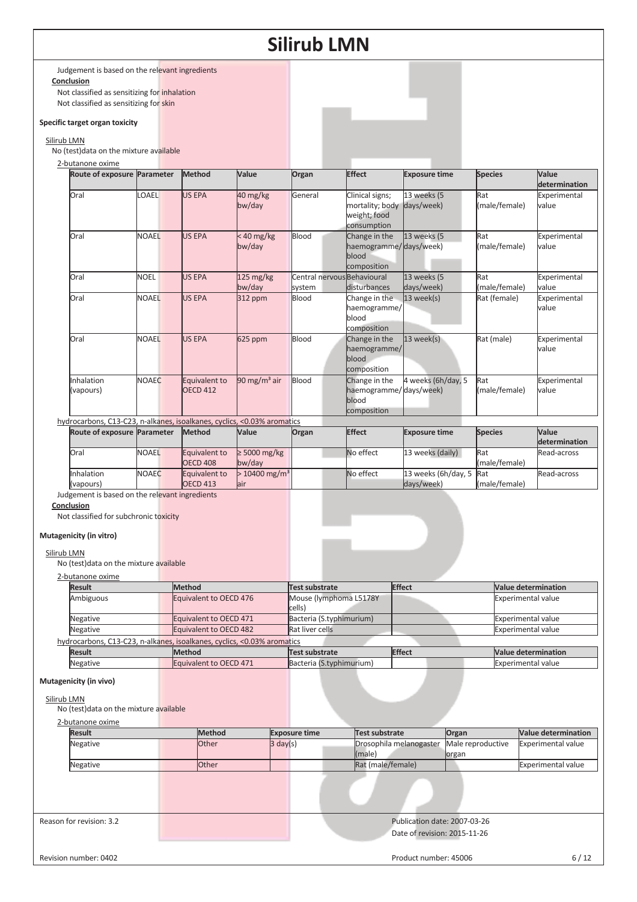Judgement is based on the relevant ingredients

**Conclusion**

Not classified as sensitizing for inhalation

Not classified as sensitizing for skin

**Specific target organ toxicity**

Silirub LMN

No (test)data on the mixture available

2-butanone oxime

| Route of exposure | Parameter | Method | Value | Organ | Effect | Exposure time | Species | Value determination |
|---|---|---|---|---|---|---|---|---|
| Oral | LOAEL | US EPA | 40 mg/kg bw/day | General | Clinical signs; mortality; body weight; food consumption | 13 weeks (5 days/week) | Rat (male/female) | Experimental value |
| Oral | NOAEL | US EPA | < 40 mg/kg bw/day | Blood | Change in the haemogramme/ blood composition | 13 weeks (5 days/week) | Rat (male/female) | Experimental value |
| Oral | NOEL | US EPA | 125 mg/kg bw/day | Central nervous system | Behavioural disturbances | 13 weeks (5 days/week) | Rat (male/female) | Experimental value |
| Oral | NOAEL | US EPA | 312 ppm | Blood | Change in the haemogramme/ blood composition | 13 week(s) | Rat (female) | Experimental value |
| Oral | NOAEL | US EPA | 625 ppm | Blood | Change in the haemogramme/ blood composition | 13 week(s) | Rat (male) | Experimental value |
| Inhalation (vapours) | NOAEC | Equivalent to OECD 412 | 90 mg/m³ air | Blood | Change in the haemogramme/ blood composition | 4 weeks (6h/day, 5 days/week) | Rat (male/female) | Experimental value |

hydrocarbons, C13-C23, n-alkanes, isoalkanes, cyclics, <0.03% aromatics

| Route of exposure | Parameter | Method | Value | Organ | Effect | Exposure time | Species | Value determination |
|---|---|---|---|---|---|---|---|---|
| Oral | NOAEL | Equivalent to OECD 408 | ≥ 5000 mg/kg bw/day | | No effect | 13 weeks (daily) | Rat (male/female) | Read-across |
| Inhalation (vapours) | NOAEC | Equivalent to OECD 413 | > 10400 mg/m³ air | | No effect | 13 weeks (6h/day, 5 days/week) | Rat (male/female) | Read-across |

Judgement is based on the relevant ingredients

**Conclusion**

Not classified for subchronic toxicity

**Mutagenicity (in vitro)**

Silirub LMN

No (test)data on the mixture available

2-butanone oxime

| Result | Method | Test substrate | Effect | Value determination |
|---|---|---|---|---|
| Ambiguous | Equivalent to OECD 476 | Mouse (lymphoma L5178Y cells) | | Experimental value |
| Negative | Equivalent to OECD 471 | Bacteria (S.typhimurium) | | Experimental value |
| Negative | Equivalent to OECD 482 | Rat liver cells | | Experimental value |

hydrocarbons, C13-C23, n-alkanes, isoalkanes, cyclics, <0.03% aromatics

| Result | Method | Test substrate | Effect | Value determination |
|---|---|---|---|---|
| Negative | Equivalent to OECD 471 | Bacteria (S.typhimurium) | | Experimental value |

**Mutagenicity (in vivo)**

Silirub LMN

No (test)data on the mixture available

2-butanone oxime

| Result | Method | Exposure time | Test substrate | Organ | Value determination |
|---|---|---|---|---|---|
| Negative | Other | 3 day(s) | Drosophila melanogaster (male) | Male reproductive organ | Experimental value |
| Negative | Other | | Rat (male/female) | | Experimental value |

Reason for revision: 3.2

Publication date: 2007-03-26

Date of revision: 2015-11-26

Revision number: 0402

Product number: 45006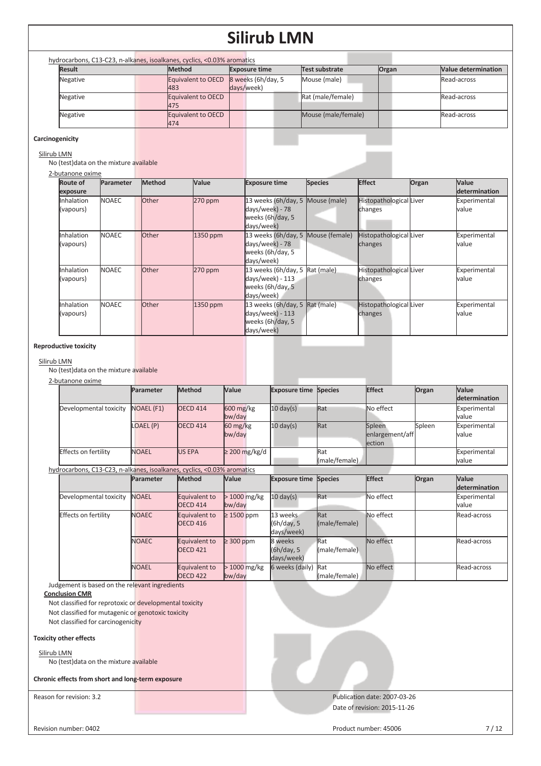hydrocarbons, C13-C23, n-alkanes, isoalkanes, cyclics, <0.03% aromatics

| Result | Method | Exposure time | Test substrate | Organ | Value determination |
|---|---|---|---|---|---|
| Negative | Equivalent to OECD 483 | 8 weeks (6h/day, 5 days/week) | Mouse (male) | | Read-across |
| Negative | Equivalent to OECD 475 | | Rat (male/female) | | Read-across |
| Negative | Equivalent to OECD 474 | | Mouse (male/female) | | Read-across |

**Carcinogenicity**

Silirub LMN

No (test)data on the mixture available

2-butanone oxime

| Route of exposure | Parameter | Method | Value | Exposure time | Species | Effect | Organ | Value determination |
|---|---|---|---|---|---|---|---|---|
| Inhalation (vapours) | NOAEC | Other | 270 ppm | 13 weeks (6h/day, 5 days/week) - 78 weeks (6h/day, 5 days/week) | Mouse (male) | Histopathological changes | Liver | Experimental value |
| Inhalation (vapours) | NOAEC | Other | 1350 ppm | 13 weeks (6h/day, 5 days/week) - 78 weeks (6h/day, 5 days/week) | Mouse (female) | Histopathological changes | Liver | Experimental value |
| Inhalation (vapours) | NOAEC | Other | 270 ppm | 13 weeks (6h/day, 5 days/week) - 113 weeks (6h/day, 5 days/week) | Rat (male) | Histopathological changes | Liver | Experimental value |
| Inhalation (vapours) | NOAEC | Other | 1350 ppm | 13 weeks (6h/day, 5 days/week) - 113 weeks (6h/day, 5 days/week) | Rat (male) | Histopathological changes | Liver | Experimental value |

**Reproductive toxicity**

Silirub LMN

No (test)data on the mixture available

2-butanone oxime

| | Parameter | Method | Value | Exposure time | Species | Effect | Organ | Value determination |
|---|---|---|---|---|---|---|---|---|
| Developmental toxicity | NOAEL (F1) | OECD 414 | 600 mg/kg bw/day | 10 day(s) | Rat | No effect | | Experimental value |
| | LOAEL (P) | OECD 414 | 60 mg/kg bw/day | 10 day(s) | Rat | Spleen enlargement/affection | Spleen | Experimental value |
| Effects on fertility | NOAEL | US EPA | ≥ 200 mg/kg/d | | Rat (male/female) | | | Experimental value |

hydrocarbons, C13-C23, n-alkanes, isoalkanes, cyclics, <0.03% aromatics

| | Parameter | Method | Value | Exposure time | Species | Effect | Organ | Value determination |
|---|---|---|---|---|---|---|---|---|
| Developmental toxicity | NOAEL | Equivalent to OECD 414 | > 1000 mg/kg bw/day | 10 day(s) | Rat | No effect | | Experimental value |
| Effects on fertility | NOAEC | Equivalent to OECD 416 | ≥ 1500 ppm | 13 weeks (6h/day, 5 days/week) | Rat (male/female) | No effect | | Read-across |
| | NOAEC | Equivalent to OECD 421 | ≥ 300 ppm | 8 weeks (6h/day, 5 days/week) | Rat (male/female) | No effect | | Read-across |
| | NOAEL | Equivalent to OECD 422 | > 1000 mg/kg bw/day | 6 weeks (daily) | Rat (male/female) | No effect | | Read-across |

Judgement is based on the relevant ingredients

**Conclusion CMR**

Not classified for reprotoxic or developmental toxicity

Not classified for mutagenic or genotoxic toxicity

Not classified for carcinogenicity

**Toxicity other effects**

Silirub LMN

No (test)data on the mixture available

**Chronic effects from short and long-term exposure**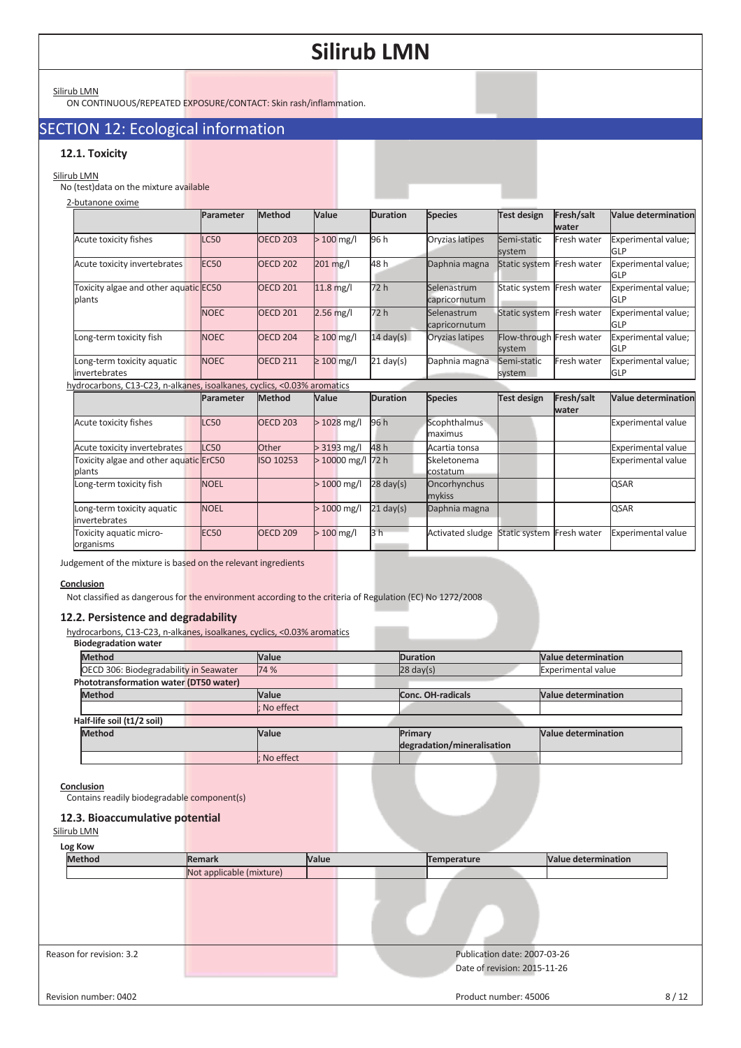Silirub LMN

ON CONTINUOUS/REPEATED EXPOSURE/CONTACT: Skin rash/inflammation.

## SECTION 12: Ecological information

### 12.1. Toxicity

Silirub LMN

No (test)data on the mixture available

2-butanone oxime

| | Parameter | Method | Value | Duration | Species | Test design | Fresh/salt water | Value determination |
|---|---|---|---|---|---|---|---|---|
| Acute toxicity fishes | LC50 | OECD 203 | > 100 mg/l | 96 h | Oryzias latipes | Semi-static system | Fresh water | Experimental value; GLP |
| Acute toxicity invertebrates | EC50 | OECD 202 | 201 mg/l | 48 h | Daphnia magna | Static system | Fresh water | Experimental value; GLP |
| Toxicity algae and other aquatic plants | EC50 | OECD 201 | 11.8 mg/l | 72 h | Selenastrum capricornutum | Static system | Fresh water | Experimental value; GLP |
| | NOEC | OECD 201 | 2.56 mg/l | 72 h | Selenastrum capricornutum | Static system | Fresh water | Experimental value; GLP |
| Long-term toxicity fish | NOEC | OECD 204 | ≥ 100 mg/l | 14 day(s) | Oryzias latipes | Flow-through system | Fresh water | Experimental value; GLP |
| Long-term toxicity aquatic invertebrates | NOEC | OECD 211 | ≥ 100 mg/l | 21 day(s) | Daphnia magna | Semi-static system | Fresh water | Experimental value; GLP |

hydrocarbons, C13-C23, n-alkanes, isoalkanes, cyclics, <0.03% aromatics

| | Parameter | Method | Value | Duration | Species | Test design | Fresh/salt water | Value determination |
|---|---|---|---|---|---|---|---|---|
| Acute toxicity fishes | LC50 | OECD 203 | > 1028 mg/l | 96 h | Scophthalmus maximus | | | Experimental value |
| Acute toxicity invertebrates | LC50 | Other | > 3193 mg/l | 48 h | Acartia tonsa | | | Experimental value |
| Toxicity algae and other aquatic plants | ErC50 | ISO 10253 | > 10000 mg/l | 72 h | Skeletonema costatum | | | Experimental value |
| Long-term toxicity fish | NOEL | | > 1000 mg/l | 28 day(s) | Oncorhynchus mykiss | | | QSAR |
| Long-term toxicity aquatic invertebrates | NOEL | | > 1000 mg/l | 21 day(s) | Daphnia magna | | | QSAR |
| Toxicity aquatic micro-organisms | EC50 | OECD 209 | > 100 mg/l | 3 h | Activated sludge | Static system | Fresh water | Experimental value |

Judgement of the mixture is based on the relevant ingredients

**Conclusion**

Not classified as dangerous for the environment according to the criteria of Regulation (EC) No 1272/2008

### 12.2. Persistence and degradability

hydrocarbons, C13-C23, n-alkanes, isoalkanes, cyclics, <0.03% aromatics

**Biodegradation water**

| Method | Value | Duration | Value determination |
|---|---|---|---|
| OECD 306: Biodegradability in Seawater | 74 % | 28 day(s) | Experimental value |

**Phototransformation water (DT50 water)**

| Method | Value | Conc. OH-radicals | Value determination |
|---|---|---|---|
| | ; No effect | | |

**Half-life soil (t1/2 soil)**

| Method | Value | Primary degradation/mineralisation | Value determination |
|---|---|---|---|
| | ; No effect | | |

**Conclusion**

Contains readily biodegradable component(s)

### 12.3. Bioaccumulative potential

Silirub LMN

**Log Kow**

| Method | Remark | Value | Temperature | Value determination |
|---|---|---|---|---|
| | Not applicable (mixture) | | | |

Reason for revision: 3.2

Publication date: 2007-03-26

Date of revision: 2015-11-26

Revision number: 0402

Product number: 45006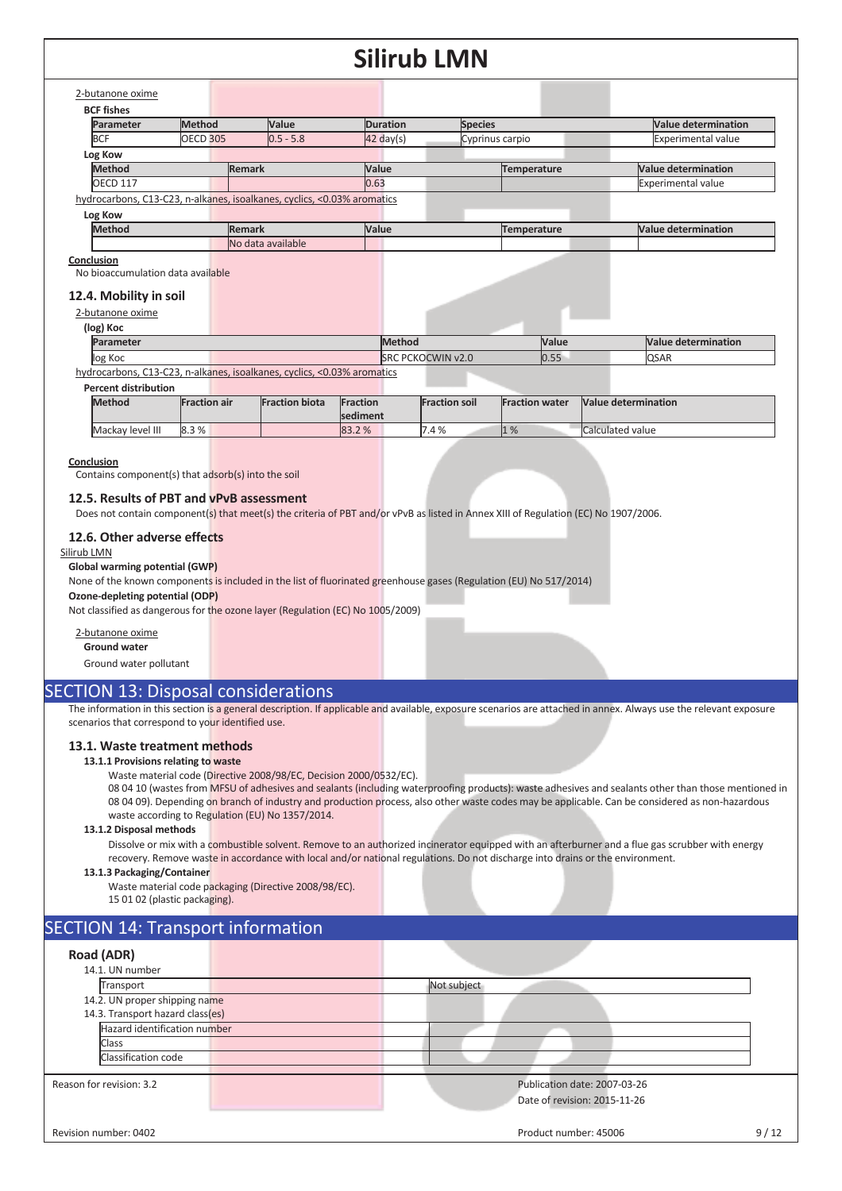2-butanone oxime

**BCF fishes**

| Parameter | Method | Value | Duration | Species | Value determination |
|---|---|---|---|---|---|
| BCF | OECD 305 | 0.5 - 5.8 | 42 day(s) | Cyprinus carpio | Experimental value |

**Log Kow**

| Method | Remark | Value | Temperature | Value determination |
|---|---|---|---|---|
| OECD 117 | | 0.63 | | Experimental value |

hydrocarbons, C13-C23, n-alkanes, isoalkanes, cyclics, <0.03% aromatics

**Log Kow**

| Method | Remark | Value | Temperature | Value determination |
|---|---|---|---|---|
| | No data available | | | |

**Conclusion**

No bioaccumulation data available

### 12.4. Mobility in soil

2-butanone oxime

**(log) Koc**

| Parameter | Method | Value | Value determination |
|---|---|---|---|
| log Koc | SRC PCKOCWIN v2.0 | 0.55 | QSAR |

hydrocarbons, C13-C23, n-alkanes, isoalkanes, cyclics, <0.03% aromatics

**Percent distribution**

| Method | Fraction air | Fraction biota | Fraction sediment | Fraction soil | Fraction water | Value determination |
|---|---|---|---|---|---|---|
| Mackay level III | 8.3 % | | 83.2 % | 7.4 % | 1 % | Calculated value |

**Conclusion**

Contains component(s) that adsorb(s) into the soil

### 12.5. Results of PBT and vPvB assessment

Does not contain component(s) that meet(s) the criteria of PBT and/or vPvB as listed in Annex XIII of Regulation (EC) No 1907/2006.

### 12.6. Other adverse effects

Silirub LMN

**Global warming potential (GWP)**

None of the known components is included in the list of fluorinated greenhouse gases (Regulation (EU) No 517/2014)

**Ozone-depleting potential (ODP)**

Not classified as dangerous for the ozone layer (Regulation (EC) No 1005/2009)

2-butanone oxime

**Ground water**

Ground water pollutant

## SECTION 13: Disposal considerations

The information in this section is a general description. If applicable and available, exposure scenarios are attached in annex. Always use the relevant exposure scenarios that correspond to your identified use.

### 13.1. Waste treatment methods

**13.1.1 Provisions relating to waste**

Waste material code (Directive 2008/98/EC, Decision 2000/0532/EC).
08 04 10 (wastes from MFSU of adhesives and sealants (including waterproofing products): waste adhesives and sealants other than those mentioned in 08 04 09). Depending on branch of industry and production process, also other waste codes may be applicable. Can be considered as non-hazardous waste according to Regulation (EU) No 1357/2014.

**13.1.2 Disposal methods**

Dissolve or mix with a combustible solvent. Remove to an authorized incinerator equipped with an afterburner and a flue gas scrubber with energy recovery. Remove waste in accordance with local and/or national regulations. Do not discharge into drains or the environment.

**13.1.3 Packaging/Container**

Waste material code packaging (Directive 2008/98/EC).
15 01 02 (plastic packaging).

## SECTION 14: Transport information

### Road (ADR)

14.1. UN number

| Transport | Not subject |
|---|---|

14.2. UN proper shipping name

14.3. Transport hazard class(es)

| Hazard identification number | |
|---|---|
| Class | |
| Classification code | |

Reason for revision: 3.2

Publication date: 2007-03-26
Date of revision: 2015-11-26

Revision number: 0402

Product number: 45006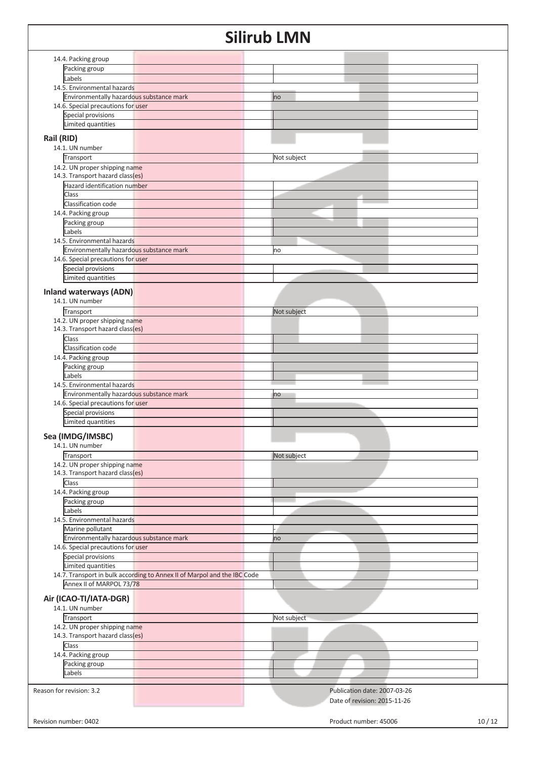14.4. Packing group

| | |
|---|---|
| Packing group | |
| Labels | |

14.5. Environmental hazards

| | |
|---|---|
| Environmentally hazardous substance mark | no |

14.6. Special precautions for user

| | |
|---|---|
| Special provisions | |
| Limited quantities | |

## Rail (RID)

14.1. UN number

| | |
|---|---|
| Transport | Not subject |

14.2. UN proper shipping name

14.3. Transport hazard class(es)

| | |
|---|---|
| Hazard identification number | |
| Class | |
| Classification code | |

14.4. Packing group

| | |
|---|---|
| Packing group | |
| Labels | |

14.5. Environmental hazards

| | |
|---|---|
| Environmentally hazardous substance mark | no |

14.6. Special precautions for user

| | |
|---|---|
| Special provisions | |
| Limited quantities | |

## Inland waterways (ADN)

14.1. UN number

| | |
|---|---|
| Transport | Not subject |

14.2. UN proper shipping name

14.3. Transport hazard class(es)

| | |
|---|---|
| Class | |
| Classification code | |

14.4. Packing group

| | |
|---|---|
| Packing group | |
| Labels | |

14.5. Environmental hazards

| | |
|---|---|
| Environmentally hazardous substance mark | no |

14.6. Special precautions for user

| | |
|---|---|
| Special provisions | |
| Limited quantities | |

## Sea (IMDG/IMSBC)

14.1. UN number

| | |
|---|---|
| Transport | Not subject |

14.2. UN proper shipping name

14.3. Transport hazard class(es)

| | |
|---|---|
| Class | |

14.4. Packing group

| | |
|---|---|
| Packing group | |
| Labels | |

14.5. Environmental hazards

| | |
|---|---|
| Marine pollutant | - |
| Environmentally hazardous substance mark | no |

14.6. Special precautions for user

| | |
|---|---|
| Special provisions | |
| Limited quantities | |

14.7. Transport in bulk according to Annex II of Marpol and the IBC Code

| | |
|---|---|
| Annex II of MARPOL 73/78 | |

## Air (ICAO-TI/IATA-DGR)

14.1. UN number

| | |
|---|---|
| Transport | Not subject |

14.2. UN proper shipping name

14.3. Transport hazard class(es)

| | |
|---|---|
| Class | |

14.4. Packing group

| | |
|---|---|
| Packing group | |
| Labels | |

Reason for revision: 3.2

Publication date: 2007-03-26

Date of revision: 2015-11-26

Revision number: 0402

Product number: 45006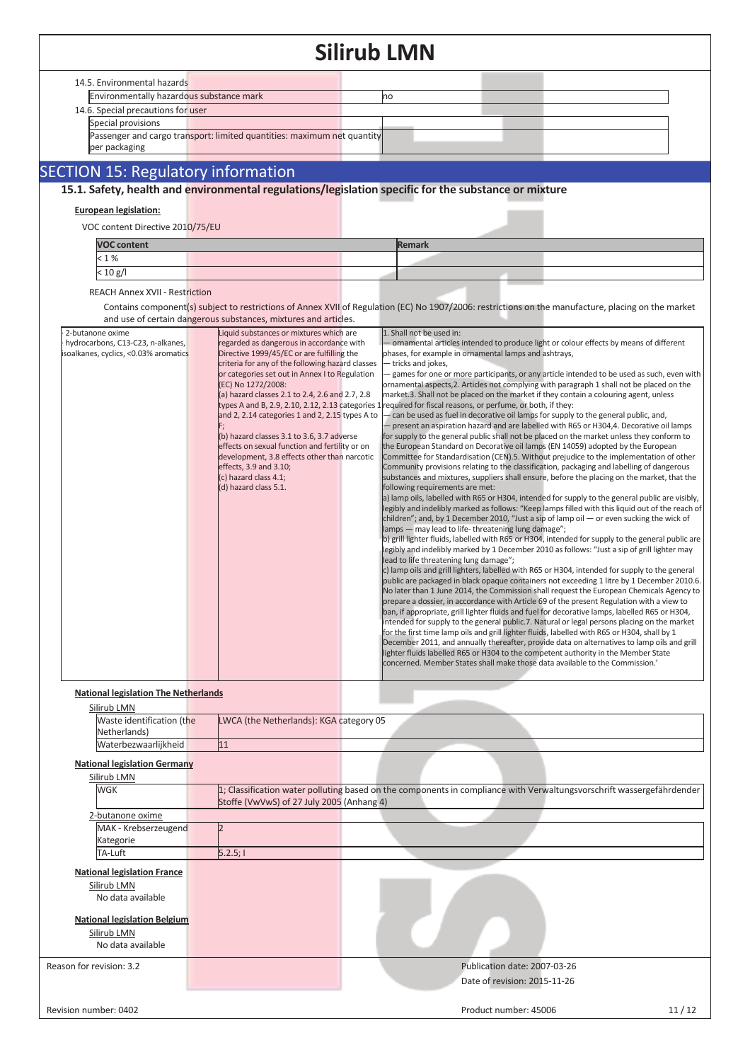14.5. Environmental hazards

| Environmentally hazardous substance mark | no |
|---|---|

14.6. Special precautions for user

| Special provisions | |
|---|---|
| Passenger and cargo transport: limited quantities: maximum net quantity per packaging | |

## SECTION 15: Regulatory information

### 15.1. Safety, health and environmental regulations/legislation specific for the substance or mixture

**European legislation:**

VOC content Directive 2010/75/EU

| VOC content | Remark |
|---|---|
| < 1 % | |
| < 10 g/l | |

REACH Annex XVII - Restriction

Contains component(s) subject to restrictions of Annex XVII of Regulation (EC) No 1907/2006: restrictions on the manufacture, placing on the market and use of certain dangerous substances, mixtures and articles.

| | | |
|---|---|---|
| · 2-butanone oxime<br>· hydrocarbons, C13-C23, n-alkanes, isoalkanes, cyclics, <0.03% aromatics | Liquid substances or mixtures which are regarded as dangerous in accordance with Directive 1999/45/EC or are fulfilling the criteria for any of the following hazard classes or categories set out in Annex I to Regulation (EC) No 1272/2008:<br>(a) hazard classes 2.1 to 2.4, 2.6 and 2.7, 2.8 types A and B, 2.9, 2.10, 2.12, 2.13 categories 1 and 2, 2.14 categories 1 and 2, 2.15 types A to F;<br>(b) hazard classes 3.1 to 3.6, 3.7 adverse effects on sexual function and fertility or on development, 3.8 effects other than narcotic effects, 3.9 and 3.10;<br>(c) hazard class 4.1;<br>(d) hazard class 5.1. | 1. Shall not be used in:<br>— ornamental articles intended to produce light or colour effects by means of different phases, for example in ornamental lamps and ashtrays,<br>— tricks and jokes,<br>— games for one or more participants, or any article intended to be used as such, even with ornamental aspects,2. Articles not complying with paragraph 1 shall not be placed on the market.3. Shall not be placed on the market if they contain a colouring agent, unless required for fiscal reasons, or perfume, or both, if they:<br>— can be used as fuel in decorative oil lamps for supply to the general public, and,<br>— present an aspiration hazard and are labelled with R65 or H304,4. Decorative oil lamps for supply to the general public shall not be placed on the market unless they conform to the European Standard on Decorative oil lamps (EN 14059) adopted by the European Committee for Standardisation (CEN).5. Without prejudice to the implementation of other Community provisions relating to the classification, packaging and labelling of dangerous substances and mixtures, suppliers shall ensure, before the placing on the market, that the following requirements are met:<br>a) lamp oils, labelled with R65 or H304, intended for supply to the general public are visibly, legibly and indelibly marked as follows: "Keep lamps filled with this liquid out of the reach of children"; and, by 1 December 2010, "Just a sip of lamp oil — or even sucking the wick of lamps — may lead to life- threatening lung damage";<br>b) grill lighter fluids, labelled with R65 or H304, intended for supply to the general public are legibly and indelibly marked by 1 December 2010 as follows: "Just a sip of grill lighter may lead to life threatening lung damage";<br>c) lamp oils and grill lighters, labelled with R65 or H304, intended for supply to the general public are packaged in black opaque containers not exceeding 1 litre by 1 December 2010.6. No later than 1 June 2014, the Commission shall request the European Chemicals Agency to prepare a dossier, in accordance with Article 69 of the present Regulation with a view to ban, if appropriate, grill lighter fluids and fuel for decorative lamps, labelled R65 or H304, intended for supply to the general public.7. Natural or legal persons placing on the market for the first time lamp oils and grill lighter fluids, labelled with R65 or H304, shall by 1 December 2011, and annually thereafter, provide data on alternatives to lamp oils and grill lighter fluids labelled R65 or H304 to the competent authority in the Member State concerned. Member States shall make those data available to the Commission.' |

**National legislation The Netherlands**

Silirub LMN

| Waste identification (the Netherlands) | LWCA (the Netherlands): KGA category 05 |
|---|---|
| Waterbezwaarlijkheid | 11 |

**National legislation Germany**

Silirub LMN

| WGK | 1; Classification water polluting based on the components in compliance with Verwaltungsvorschrift wassergefährdender Stoffe (VwVwS) of 27 July 2005 (Anhang 4) |
|---|---|

2-butanone oxime

| MAK - Krebserzeugend Kategorie | 2 |
|---|---|
| TA-Luft | 5.2.5; I |

**National legislation France**

Silirub LMN

No data available

**National legislation Belgium**

Silirub LMN

No data available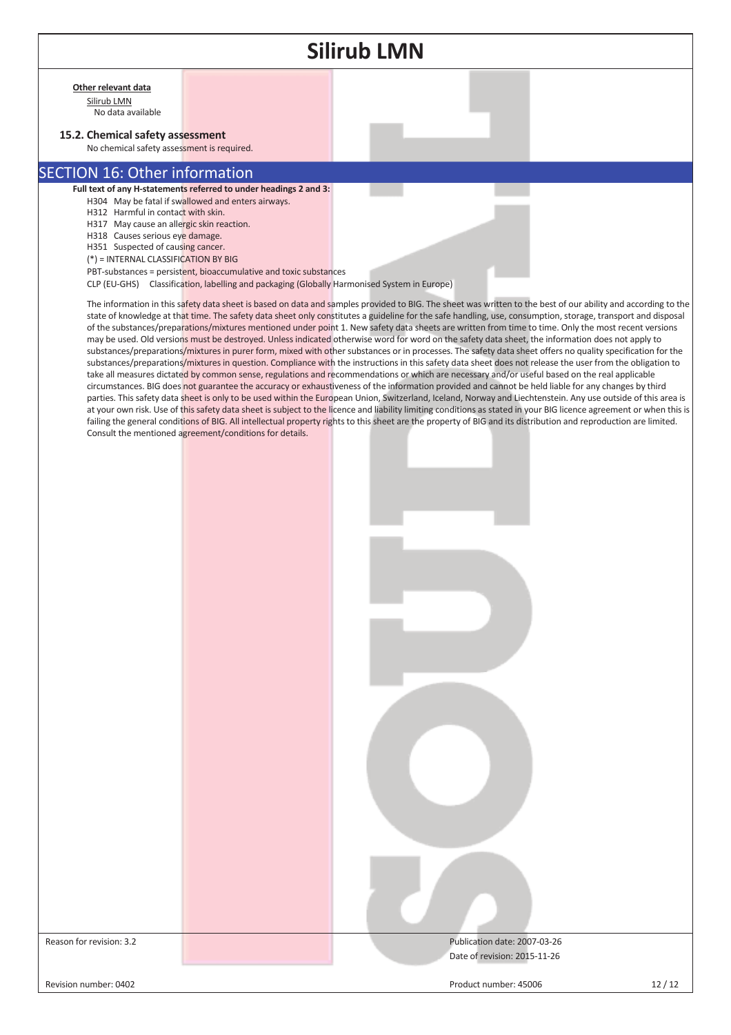**Other relevant data**

Silirub LMN

No data available

### 15.2. Chemical safety assessment

No chemical safety assessment is required.

## SECTION 16: Other information

**Full text of any H-statements referred to under headings 2 and 3:**

H304 May be fatal if swallowed and enters airways.
H312 Harmful in contact with skin.
H317 May cause an allergic skin reaction.
H318 Causes serious eye damage.
H351 Suspected of causing cancer.
(*) = INTERNAL CLASSIFICATION BY BIG
PBT-substances = persistent, bioaccumulative and toxic substances
CLP (EU-GHS) Classification, labelling and packaging (Globally Harmonised System in Europe)

The information in this safety data sheet is based on data and samples provided to BIG. The sheet was written to the best of our ability and according to the state of knowledge at that time. The safety data sheet only constitutes a guideline for the safe handling, use, consumption, storage, transport and disposal of the substances/preparations/mixtures mentioned under point 1. New safety data sheets are written from time to time. Only the most recent versions may be used. Old versions must be destroyed. Unless indicated otherwise word for word on the safety data sheet, the information does not apply to substances/preparations/mixtures in purer form, mixed with other substances or in processes. The safety data sheet offers no quality specification for the substances/preparations/mixtures in question. Compliance with the instructions in this safety data sheet does not release the user from the obligation to take all measures dictated by common sense, regulations and recommendations or which are necessary and/or useful based on the real applicable circumstances. BIG does not guarantee the accuracy or exhaustiveness of the information provided and cannot be held liable for any changes by third parties. This safety data sheet is only to be used within the European Union, Switzerland, Iceland, Norway and Liechtenstein. Any use outside of this area is at your own risk. Use of this safety data sheet is subject to the licence and liability limiting conditions as stated in your BIG licence agreement or when this is failing the general conditions of BIG. All intellectual property rights to this sheet are the property of BIG and its distribution and reproduction are limited. Consult the mentioned agreement/conditions for details.

Reason for revision: 3.2

Publication date: 2007-03-26
Date of revision: 2015-11-26

Revision number: 0402

Product number: 45006